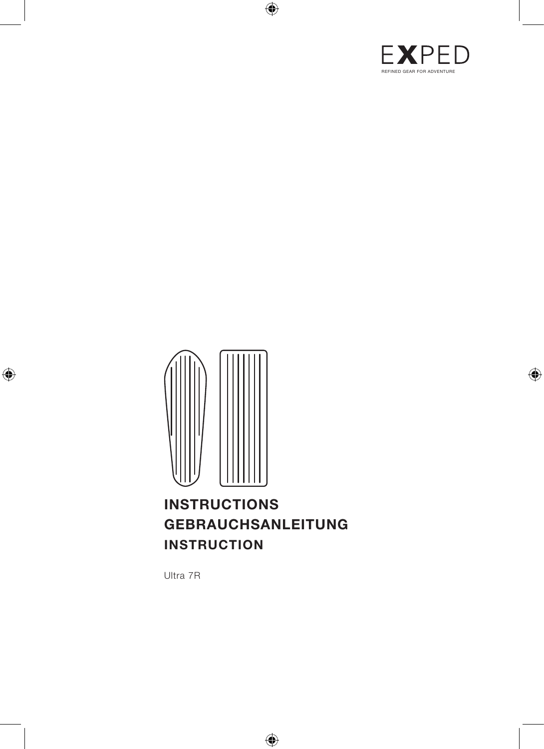EXPED

REFINED GEAR FOR ADVENTURE

# INSTRUCTIONS
# GEBRAUCHSANLEITUNG
# INSTRUCTION

Ultra 7R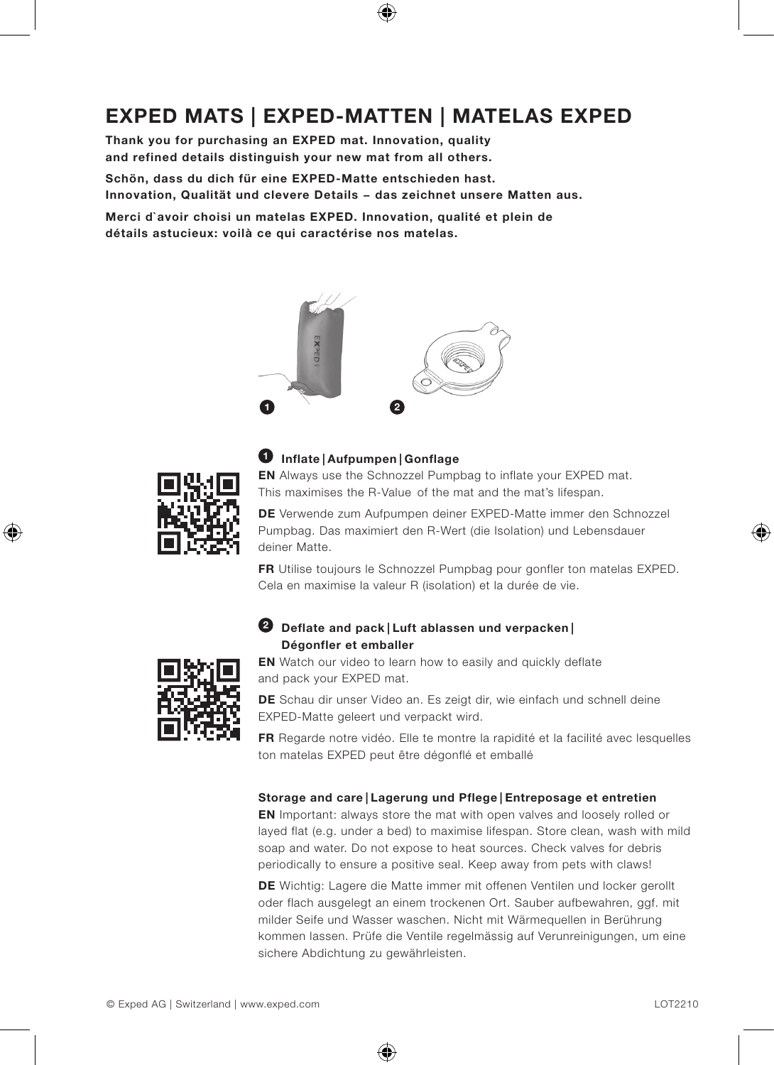# EXPED MATS | EXPED-MATTEN | MATELAS EXPED

**Thank you for purchasing an EXPED mat. Innovation, quality and refined details distinguish your new mat from all others.**

**Schön, dass du dich für eine EXPED-Matte entschieden hast. Innovation, Qualität und clevere Details – das zeichnet unsere Matten aus.**

**Merci d`avoir choisi un matelas EXPED. Innovation, qualité et plein de détails astucieux: voilà ce qui caractérise nos matelas.**

1 2

### 1 Inflate | Aufpumpen | Gonflage

**EN** Always use the Schnozzel Pumpbag to inflate your EXPED mat. This maximises the R-Value of the mat and the mat's lifespan.

**DE** Verwende zum Aufpumpen deiner EXPED-Matte immer den Schnozzel Pumpbag. Das maximiert den R-Wert (die Isolation) und Lebensdauer deiner Matte.

**FR** Utilise toujours le Schnozzel Pumpbag pour gonfler ton matelas EXPED. Cela en maximise la valeur R (isolation) et la durée de vie.

### 2 Deflate and pack | Luft ablassen und verpacken | Dégonfler et emballer

**EN** Watch our video to learn how to easily and quickly deflate and pack your EXPED mat.

**DE** Schau dir unser Video an. Es zeigt dir, wie einfach und schnell deine EXPED-Matte geleert und verpackt wird.

**FR** Regarde notre vidéo. Elle te montre la rapidité et la facilité avec lesquelles ton matelas EXPED peut être dégonflé et emballé

### Storage and care | Lagerung und Pflege | Entreposage et entretien

**EN** Important: always store the mat with open valves and loosely rolled or layed flat (e.g. under a bed) to maximise lifespan. Store clean, wash with mild soap and water. Do not expose to heat sources. Check valves for debris periodically to ensure a positive seal. Keep away from pets with claws!

**DE** Wichtig: Lagere die Matte immer mit offenen Ventilen und locker gerollt oder flach ausgelegt an einem trockenen Ort. Sauber aufbewahren, ggf. mit milder Seife und Wasser waschen. Nicht mit Wärmequellen in Berührung kommen lassen. Prüfe die Ventile regelmässig auf Verunreinigungen, um eine sichere Abdichtung zu gewährleisten.

© Exped AG | Switzerland | www.exped.com LOT2210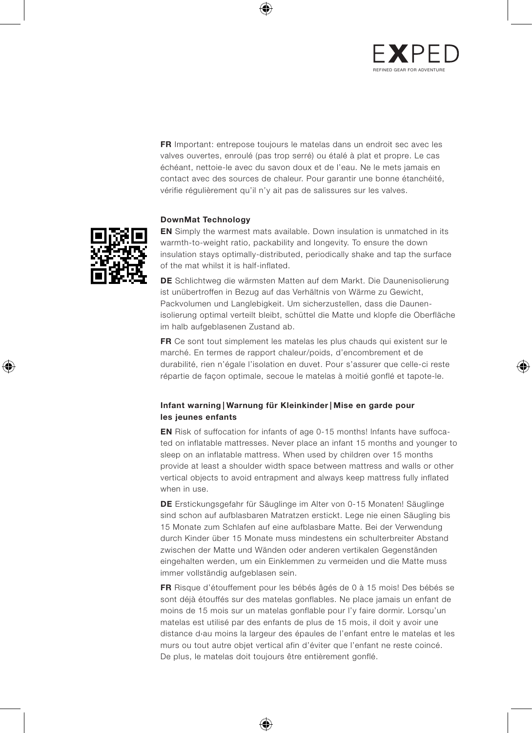**FR** Important: entrepose toujours le matelas dans un endroit sec avec les valves ouvertes, enroulé (pas trop serré) ou étalé à plat et propre. Le cas échéant, nettoie-le avec du savon doux et de l'eau. Ne le mets jamais en contact avec des sources de chaleur. Pour garantir une bonne étanchéité, vérifie régulièrement qu'il n'y ait pas de salissures sur les valves.

### DownMat Technology

**EN** Simply the warmest mats available. Down insulation is unmatched in its warmth-to-weight ratio, packability and longevity. To ensure the down insulation stays optimally-distributed, periodically shake and tap the surface of the mat whilst it is half-inflated.

**DE** Schlichtweg die wärmsten Matten auf dem Markt. Die Daunenisolierung ist unübertroffen in Bezug auf das Verhältnis von Wärme zu Gewicht, Packvolumen und Langlebigkeit. Um sicherzustellen, dass die Daunenisolierung optimal verteilt bleibt, schüttel die Matte und klopfe die Oberfläche im halb aufgeblasenen Zustand ab.

**FR** Ce sont tout simplement les matelas les plus chauds qui existent sur le marché. En termes de rapport chaleur/poids, d'encombrement et de durabilité, rien n'égale l'isolation en duvet. Pour s'assurer que celle-ci reste répartie de façon optimale, secoue le matelas à moitié gonflé et tapote-le.

### Infant warning | Warnung für Kleinkinder | Mise en garde pour les jeunes enfants

**EN** Risk of suffocation for infants of age 0-15 months! Infants have suffocated on inflatable mattresses. Never place an infant 15 months and younger to sleep on an inflatable mattress. When used by children over 15 months provide at least a shoulder width space between mattress and walls or other vertical objects to avoid entrapment and always keep mattress fully inflated when in use.

**DE** Erstickungsgefahr für Säuglinge im Alter von 0-15 Monaten! Säuglinge sind schon auf aufblasbaren Matratzen erstickt. Lege nie einen Säugling bis 15 Monate zum Schlafen auf eine aufblasbare Matte. Bei der Verwendung durch Kinder über 15 Monate muss mindestens ein schulterbreiter Abstand zwischen der Matte und Wänden oder anderen vertikalen Gegenständen eingehalten werden, um ein Einklemmen zu vermeiden und die Matte muss immer vollständig aufgeblasen sein.

**FR** Risque d'étouffement pour les bébés âgés de 0 à 15 mois! Des bébés se sont déjà étouffés sur des matelas gonflables. Ne place jamais un enfant de moins de 15 mois sur un matelas gonflable pour l'y faire dormir. Lorsqu'un matelas est utilisé par des enfants de plus de 15 mois, il doit y avoir une distance d›au moins la largeur des épaules de l'enfant entre le matelas et les murs ou tout autre objet vertical afin d'éviter que l'enfant ne reste coincé. De plus, le matelas doit toujours être entièrement gonflé.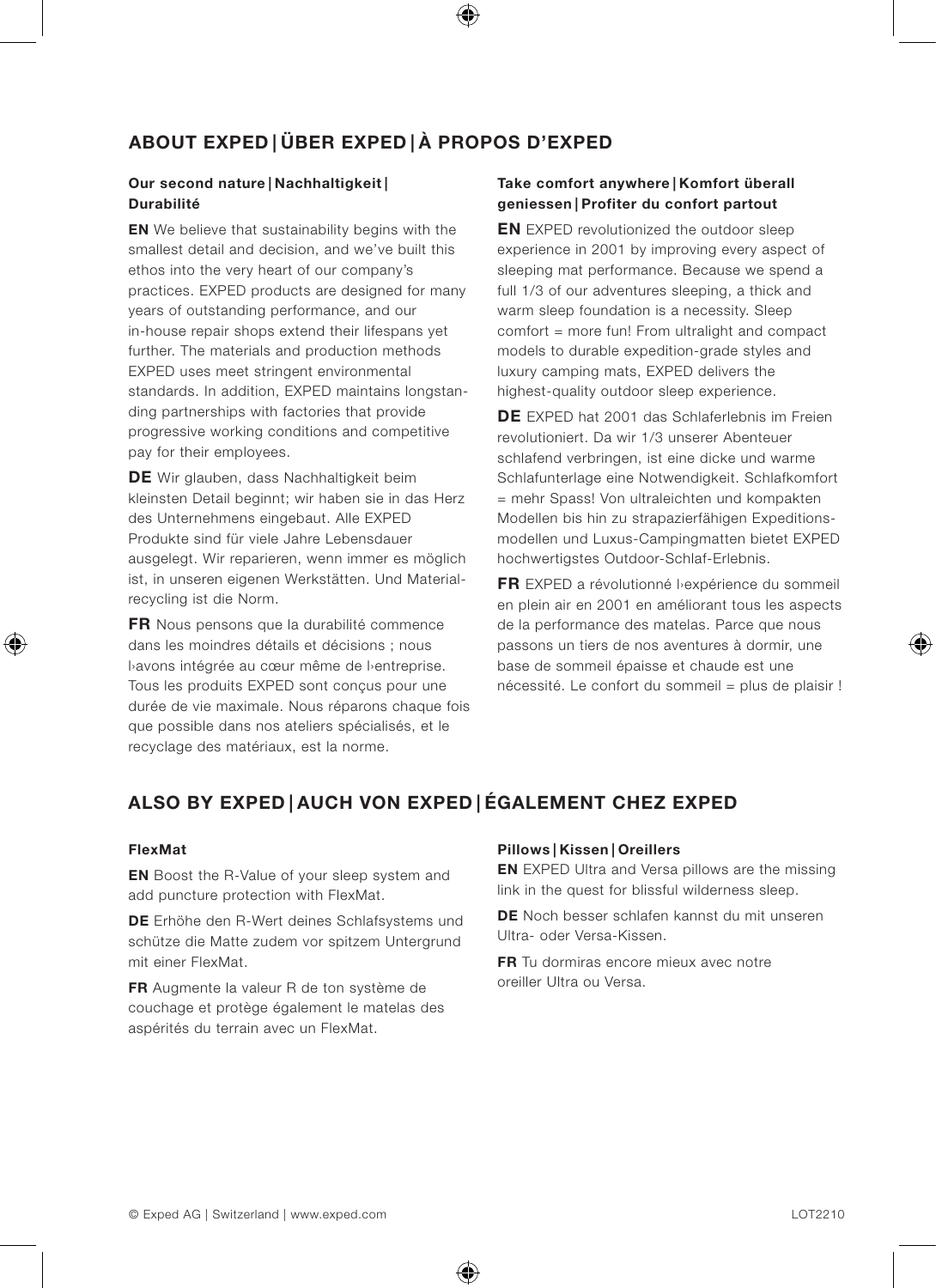## ABOUT EXPED | ÜBER EXPED | À PROPOS D'EXPED

### Our second nature | Nachhaltigkeit | Durabilité

**EN** We believe that sustainability begins with the smallest detail and decision, and we've built this ethos into the very heart of our company's practices. EXPED products are designed for many years of outstanding performance, and our in-house repair shops extend their lifespans yet further. The materials and production methods EXPED uses meet stringent environmental standards. In addition, EXPED maintains longstanding partnerships with factories that provide progressive working conditions and competitive pay for their employees.

**DE** Wir glauben, dass Nachhaltigkeit beim kleinsten Detail beginnt; wir haben sie in das Herz des Unternehmens eingebaut. Alle EXPED Produkte sind für viele Jahre Lebensdauer ausgelegt. Wir reparieren, wenn immer es möglich ist, in unseren eigenen Werkstätten. Und Materialrecycling ist die Norm.

**FR** Nous pensons que la durabilité commence dans les moindres détails et décisions ; nous l›avons intégrée au cœur même de l›entreprise. Tous les produits EXPED sont conçus pour une durée de vie maximale. Nous réparons chaque fois que possible dans nos ateliers spécialisés, et le recyclage des matériaux, est la norme.

### Take comfort anywhere | Komfort überall geniessen | Profiter du confort partout

**EN** EXPED revolutionized the outdoor sleep experience in 2001 by improving every aspect of sleeping mat performance. Because we spend a full 1/3 of our adventures sleeping, a thick and warm sleep foundation is a necessity. Sleep comfort = more fun! From ultralight and compact models to durable expedition-grade styles and luxury camping mats, EXPED delivers the highest-quality outdoor sleep experience.

**DE** EXPED hat 2001 das Schlaferlebnis im Freien revolutioniert. Da wir 1/3 unserer Abenteuer schlafend verbringen, ist eine dicke und warme Schlafunterlage eine Notwendigkeit. Schlafkomfort = mehr Spass! Von ultraleichten und kompakten Modellen bis hin zu strapazierfähigen Expeditionsmodellen und Luxus-Campingmatten bietet EXPED hochwertigstes Outdoor-Schlaf-Erlebnis.

**FR** EXPED a révolutionné l›expérience du sommeil en plein air en 2001 en améliorant tous les aspects de la performance des matelas. Parce que nous passons un tiers de nos aventures à dormir, une base de sommeil épaisse et chaude est une nécessité. Le confort du sommeil = plus de plaisir !

## ALSO BY EXPED | AUCH VON EXPED | ÉGALEMENT CHEZ EXPED

### FlexMat

**EN** Boost the R-Value of your sleep system and add puncture protection with FlexMat.

**DE** Erhöhe den R-Wert deines Schlafsystems und schütze die Matte zudem vor spitzem Untergrund mit einer FlexMat.

**FR** Augmente la valeur R de ton système de couchage et protège également le matelas des aspérités du terrain avec un FlexMat.

### Pillows | Kissen | Oreillers

**EN** EXPED Ultra and Versa pillows are the missing link in the quest for blissful wilderness sleep.

**DE** Noch besser schlafen kannst du mit unseren Ultra- oder Versa-Kissen.

**FR** Tu dormiras encore mieux avec notre oreiller Ultra ou Versa.

© Exped AG | Switzerland | www.exped.com

LOT2210